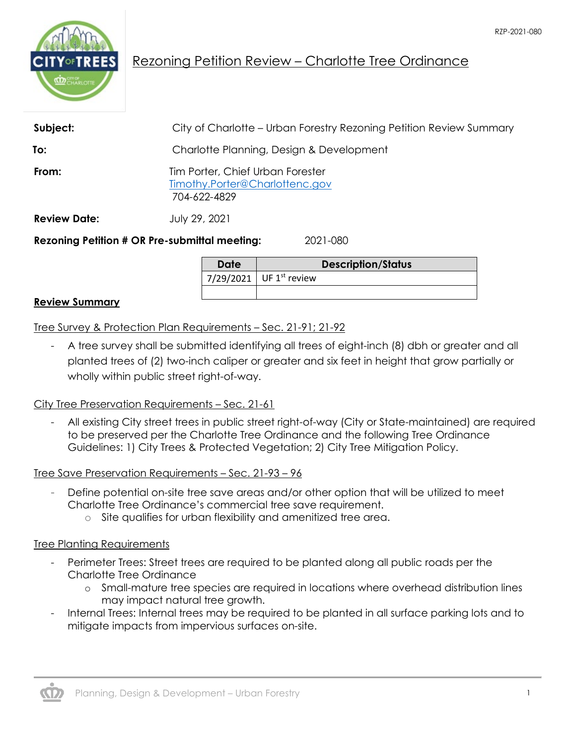RZP-2021-080

# Rezoning Petition Review – Charlotte Tree Ordinance

**Subject:** City of Charlotte – Urban Forestry Rezoning Petition Review Summary

**To:** Charlotte Planning, Design & Development

**From:** Tim Porter, Chief Urban Forester
Timothy.Porter@Charlottenc.gov
704-622-4829

**Review Date:** July 29, 2021

**Rezoning Petition # OR Pre-submittal meeting:** 2021-080

| Date | Description/Status |
|---|---|
| 7/29/2021 | UF 1st review |
| | |

## Review Summary

Tree Survey & Protection Plan Requirements – Sec. 21-91; 21-92

- A tree survey shall be submitted identifying all trees of eight-inch (8) dbh or greater and all planted trees of (2) two-inch caliper or greater and six feet in height that grow partially or wholly within public street right-of-way.

City Tree Preservation Requirements – Sec. 21-61

- All existing City street trees in public street right-of-way (City or State-maintained) are required to be preserved per the Charlotte Tree Ordinance and the following Tree Ordinance Guidelines: 1) City Trees & Protected Vegetation; 2) City Tree Mitigation Policy.

Tree Save Preservation Requirements – Sec. 21-93 – 96

- Define potential on-site tree save areas and/or other option that will be utilized to meet Charlotte Tree Ordinance's commercial tree save requirement.
  - Site qualifies for urban flexibility and amenitized tree area.

Tree Planting Requirements

- Perimeter Trees: Street trees are required to be planted along all public roads per the Charlotte Tree Ordinance
  - Small-mature tree species are required in locations where overhead distribution lines may impact natural tree growth.
- Internal Trees: Internal trees may be required to be planted in all surface parking lots and to mitigate impacts from impervious surfaces on-site.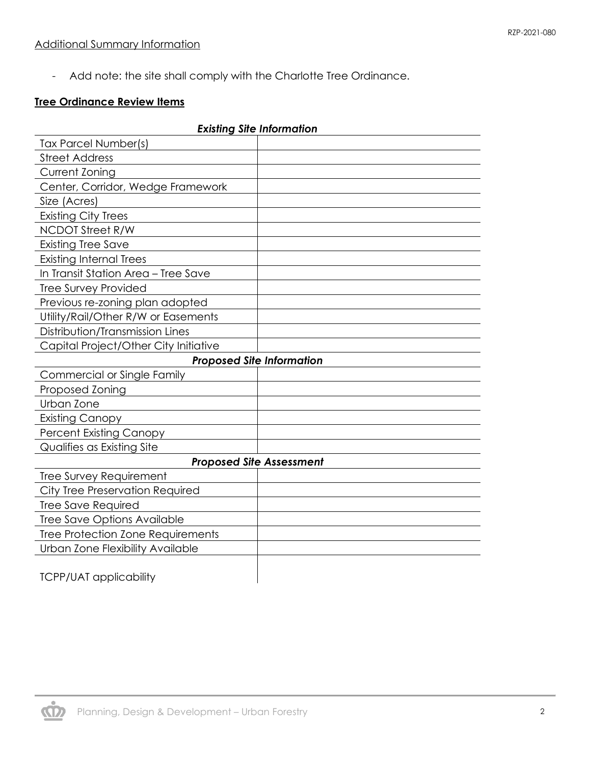Additional Summary Information

- Add note: the site shall comply with the Charlotte Tree Ordinance.

**Tree Ordinance Review Items**

| | |
|---|---|
| ***Existing Site Information*** | |
| Tax Parcel Number(s) | |
| Street Address | |
| Current Zoning | |
| Center, Corridor, Wedge Framework | |
| Size (Acres) | |
| Existing City Trees | |
| NCDOT Street R/W | |
| Existing Tree Save | |
| Existing Internal Trees | |
| In Transit Station Area – Tree Save | |
| Tree Survey Provided | |
| Previous re-zoning plan adopted | |
| Utility/Rail/Other R/W or Easements | |
| Distribution/Transmission Lines | |
| Capital Project/Other City Initiative | |
| ***Proposed Site Information*** | |
| Commercial or Single Family | |
| Proposed Zoning | |
| Urban Zone | |
| Existing Canopy | |
| Percent Existing Canopy | |
| Qualifies as Existing Site | |
| ***Proposed Site Assessment*** | |
| Tree Survey Requirement | |
| City Tree Preservation Required | |
| Tree Save Required | |
| Tree Save Options Available | |
| Tree Protection Zone Requirements | |
| Urban Zone Flexibility Available | |
| TCPP/UAT applicability | |